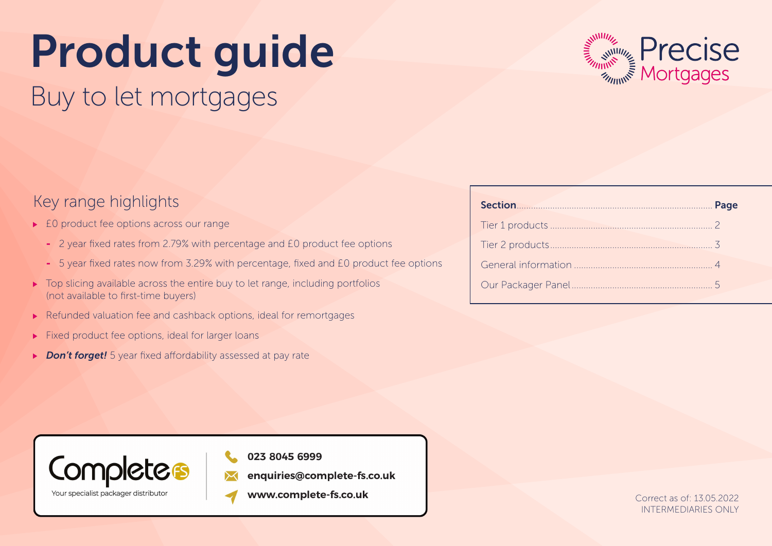# Product guide

## Buy to let mortgages

Precise Mortgages

### Key range highlights

- £0 product fee options across our range
  - 2 year fixed rates from 2.79% with percentage and £0 product fee options
  - 5 year fixed rates now from 3.29% with percentage, fixed and £0 product fee options
- Top slicing available across the entire buy to let range, including portfolios (not available to first-time buyers)
- Refunded valuation fee and cashback options, ideal for remortgages
- Fixed product fee options, ideal for larger loans
- ***Don't forget!*** 5 year fixed affordability assessed at pay rate

| Section | Page |
|---|---|
| Tier 1 products | 2 |
| Tier 2 products | 3 |
| General information | 4 |
| Our Packager Panel | 5 |

Complete FS
Your specialist packager distributor

**023 8045 6999**
**enquiries@complete-fs.co.uk**
**www.complete-fs.co.uk**

Correct as of: 13.05.2022
INTERMEDIARIES ONLY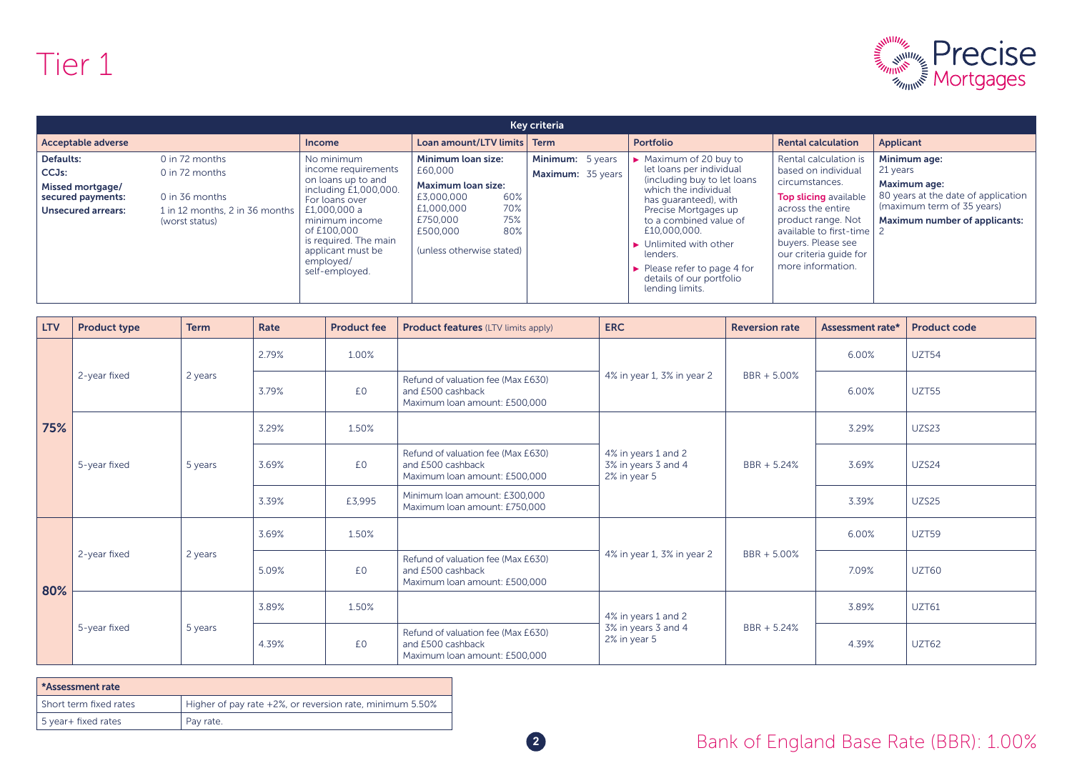# Tier 1

## Key criteria

| Acceptable adverse | | Income | Loan amount/LTV limits | Term | Portfolio | Rental calculation | Applicant |
|---|---|---|---|---|---|---|---|
| **Defaults:** 0 in 72 months<br>**CCJs:** 0 in 72 months<br>**Missed mortgage/ secured payments:** 0 in 36 months<br>**Unsecured arrears:** 1 in 12 months, 2 in 36 months (worst status) | | No minimum income requirements on loans up to and including £1,000,000. For loans over £1,000,000 a minimum income of £100,000 is required. The main applicant must be employed/ self-employed. | **Minimum loan size:** £60,000<br>**Maximum loan size:**<br>£3,000,000 60%<br>£1,000,000 70%<br>£750,000 75%<br>£500,000 80%<br>(unless otherwise stated) | **Minimum:** 5 years<br>**Maximum:** 35 years | ► Maximum of 20 buy to let loans per individual (including buy to let loans which the individual has guaranteed), with Precise Mortgages up to a combined value of £10,000,000.<br>► Unlimited with other lenders.<br>► Please refer to page 4 for details of our portfolio lending limits. | Rental calculation is based on individual circumstances.<br>**Top slicing** available across the entire product range. Not available to first-time buyers. Please see our criteria guide for more information. | **Minimum age:** 21 years<br>**Maximum age:** 80 years at the date of application (maximum term of 35 years)<br>**Maximum number of applicants:** 2 |

| LTV | Product type | Term | Rate | Product fee | Product features (LTV limits apply) | ERC | Reversion rate | Assessment rate* | Product code |
|---|---|---|---|---|---|---|---|---|---|
| **75%** | 2-year fixed | 2 years | 2.79% | 1.00% | | 4% in year 1, 3% in year 2 | BBR + 5.00% | 6.00% | UZT54 |
| | | | 3.79% | £0 | Refund of valuation fee (Max £630) and £500 cashback<br>Maximum loan amount: £500,000 | | | 6.00% | UZT55 |
| | 5-year fixed | 5 years | 3.29% | 1.50% | | 4% in years 1 and 2<br>3% in years 3 and 4<br>2% in year 5 | BBR + 5.24% | 3.29% | UZS23 |
| | | | 3.69% | £0 | Refund of valuation fee (Max £630) and £500 cashback<br>Maximum loan amount: £500,000 | | | 3.69% | UZS24 |
| | | | 3.39% | £3,995 | Minimum loan amount: £300,000<br>Maximum loan amount: £750,000 | | | 3.39% | UZS25 |
| **80%** | 2-year fixed | 2 years | 3.69% | 1.50% | | 4% in year 1, 3% in year 2 | BBR + 5.00% | 6.00% | UZT59 |
| | | | 5.09% | £0 | Refund of valuation fee (Max £630) and £500 cashback<br>Maximum loan amount: £500,000 | | | 7.09% | UZT60 |
| | 5-year fixed | 5 years | 3.89% | 1.50% | | 4% in years 1 and 2<br>3% in years 3 and 4<br>2% in year 5 | BBR + 5.24% | 3.89% | UZT61 |
| | | | 4.39% | £0 | Refund of valuation fee (Max £630) and £500 cashback<br>Maximum loan amount: £500,000 | | | 4.39% | UZT62 |

| *Assessment rate | |
|---|---|
| Short term fixed rates | Higher of pay rate +2%, or reversion rate, minimum 5.50% |
| 5 year+ fixed rates | Pay rate. |

Bank of England Base Rate (BBR): 1.00%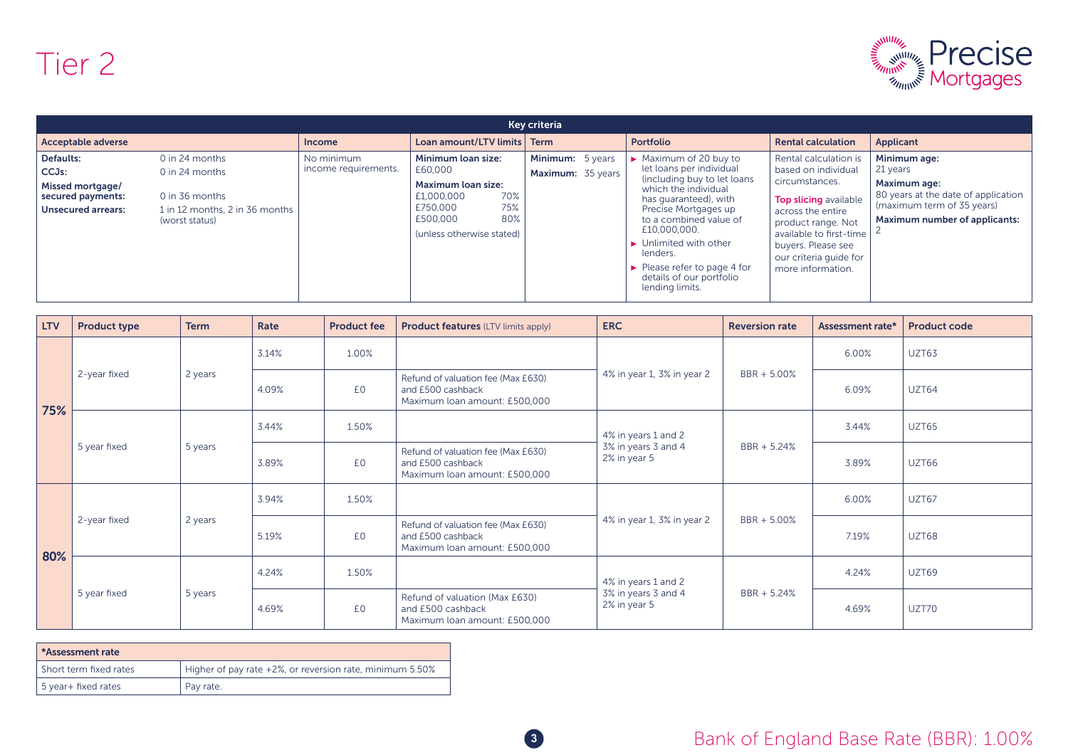# Tier 2

Precise Mortgages

| Key criteria | | | | | | | |
|---|---|---|---|---|---|---|---|
| **Acceptable adverse** | | **Income** | **Loan amount/LTV limits** | **Term** | **Portfolio** | **Rental calculation** | **Applicant** |
| **Defaults:** 0 in 24 months<br>**CCJs:** 0 in 24 months<br>**Missed mortgage/ secured payments:** 0 in 36 months<br>**Unsecured arrears:** 1 in 12 months, 2 in 36 months (worst status) | | No minimum income requirements. | **Minimum loan size:** £60,000<br>**Maximum loan size:**<br>£1,000,000 70%<br>£750,000 75%<br>£500,000 80%<br>(unless otherwise stated) | **Minimum:** 5 years<br>**Maximum:** 35 years | ► Maximum of 20 buy to let loans per individual (including buy to let loans which the individual has guaranteed), with Precise Mortgages up to a combined value of £10,000,000.<br>► Unlimited with other lenders.<br>► Please refer to page 4 for details of our portfolio lending limits. | Rental calculation is based on individual circumstances.<br>**Top slicing** available across the entire product range. Not available to first-time buyers. Please see our criteria guide for more information. | **Minimum age:** 21 years<br>**Maximum age:** 80 years at the date of application (maximum term of 35 years)<br>**Maximum number of applicants:** 2 |

| LTV | Product type | Term | Rate | Product fee | Product features (LTV limits apply) | ERC | Reversion rate | Assessment rate* | Product code |
|---|---|---|---|---|---|---|---|---|---|
| **75%** | 2-year fixed | 2 years | 3.14% | 1.00% | | 4% in year 1, 3% in year 2 | BBR + 5.00% | 6.00% | UZT63 |
| | | | 4.09% | £0 | Refund of valuation fee (Max £630) and £500 cashback Maximum loan amount: £500,000 | | | 6.09% | UZT64 |
| | 5 year fixed | 5 years | 3.44% | 1.50% | | 4% in years 1 and 2 3% in years 3 and 4 2% in year 5 | BBR + 5.24% | 3.44% | UZT65 |
| | | | 3.89% | £0 | Refund of valuation fee (Max £630) and £500 cashback Maximum loan amount: £500,000 | | | 3.89% | UZT66 |
| **80%** | 2-year fixed | 2 years | 3.94% | 1.50% | | 4% in year 1, 3% in year 2 | BBR + 5.00% | 6.00% | UZT67 |
| | | | 5.19% | £0 | Refund of valuation fee (Max £630) and £500 cashback Maximum loan amount: £500,000 | | | 7.19% | UZT68 |
| | 5 year fixed | 5 years | 4.24% | 1.50% | | 4% in years 1 and 2 3% in years 3 and 4 2% in year 5 | BBR + 5.24% | 4.24% | UZT69 |
| | | | 4.69% | £0 | Refund of valuation (Max £630) and £500 cashback Maximum loan amount: £500,000 | | | 4.69% | UZT70 |

| *Assessment rate | |
|---|---|
| Short term fixed rates | Higher of pay rate +2%, or reversion rate, minimum 5.50% |
| 5 year+ fixed rates | Pay rate. |

Bank of England Base Rate (BBR): 1.00%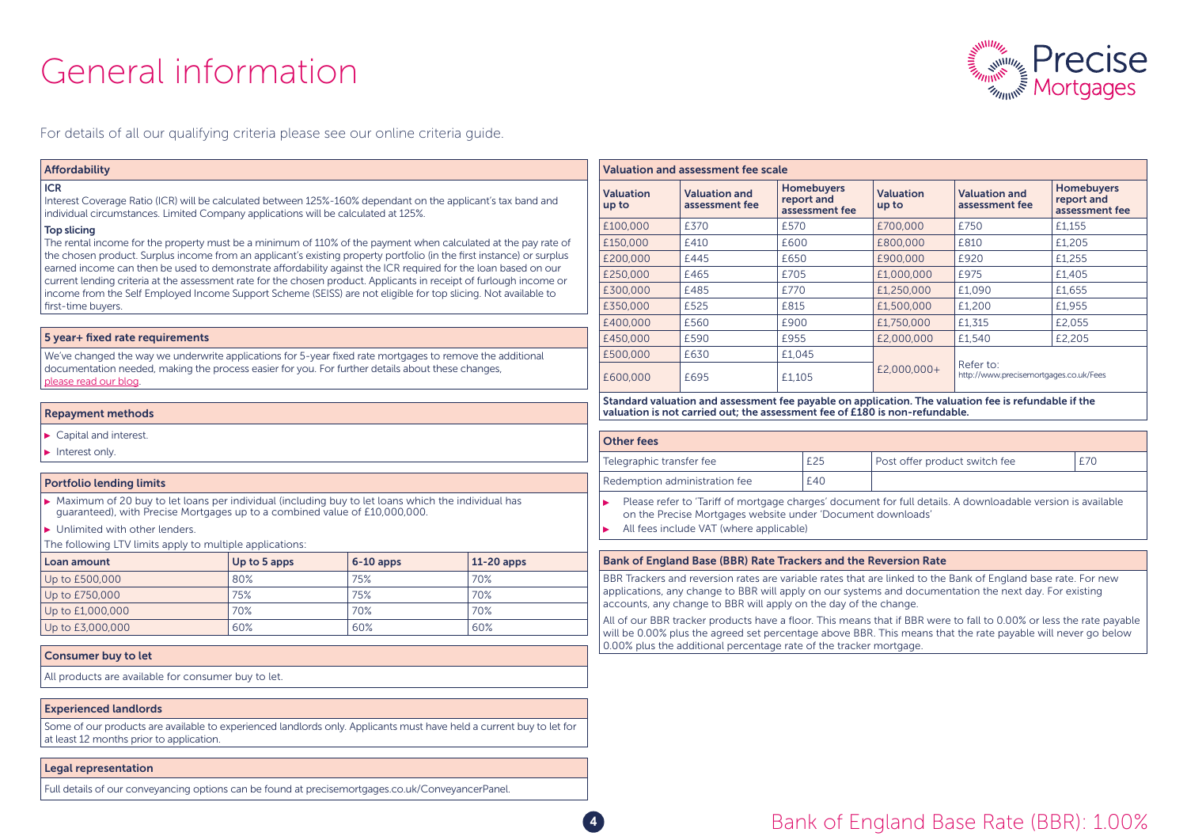# General information

For details of all our qualifying criteria please see our online criteria guide.

## Affordability

**ICR**

Interest Coverage Ratio (ICR) will be calculated between 125%-160% dependant on the applicant's tax band and individual circumstances. Limited Company applications will be calculated at 125%.

**Top slicing**

The rental income for the property must be a minimum of 110% of the payment when calculated at the pay rate of the chosen product. Surplus income from an applicant's existing property portfolio (in the first instance) or surplus earned income can then be used to demonstrate affordability against the ICR required for the loan based on our current lending criteria at the assessment rate for the chosen product. Applicants in receipt of furlough income or income from the Self Employed Income Support Scheme (SEISS) are not eligible for top slicing. Not available to first-time buyers.

## 5 year+ fixed rate requirements

We've changed the way we underwrite applications for 5-year fixed rate mortgages to remove the additional documentation needed, making the process easier for you. For further details about these changes, please read our blog.

## Repayment methods

- Capital and interest.
- Interest only.

## Portfolio lending limits

- Maximum of 20 buy to let loans per individual (including buy to let loans which the individual has guaranteed), with Precise Mortgages up to a combined value of £10,000,000.
- Unlimited with other lenders.

The following LTV limits apply to multiple applications:

| Loan amount | Up to 5 apps | 6-10 apps | 11-20 apps |
|---|---|---|---|
| Up to £500,000 | 80% | 75% | 70% |
| Up to £750,000 | 75% | 75% | 70% |
| Up to £1,000,000 | 70% | 70% | 70% |
| Up to £3,000,000 | 60% | 60% | 60% |

## Consumer buy to let

All products are available for consumer buy to let.

## Experienced landlords

Some of our products are available to experienced landlords only. Applicants must have held a current buy to let for at least 12 months prior to application.

## Legal representation

Full details of our conveyancing options can be found at precisemortgages.co.uk/ConveyancerPanel.

## Valuation and assessment fee scale

| Valuation up to | Valuation and assessment fee | Homebuyers report and assessment fee | Valuation up to | Valuation and assessment fee | Homebuyers report and assessment fee |
|---|---|---|---|---|---|
| £100,000 | £370 | £570 | £700,000 | £750 | £1,155 |
| £150,000 | £410 | £600 | £800,000 | £810 | £1,205 |
| £200,000 | £445 | £650 | £900,000 | £920 | £1,255 |
| £250,000 | £465 | £705 | £1,000,000 | £975 | £1,405 |
| £300,000 | £485 | £770 | £1,250,000 | £1,090 | £1,655 |
| £350,000 | £525 | £815 | £1,500,000 | £1,200 | £1,955 |
| £400,000 | £560 | £900 | £1,750,000 | £1,315 | £2,055 |
| £450,000 | £590 | £955 | £2,000,000 | £1,540 | £2,205 |
| £500,000 | £630 | £1,045 | £2,000,000+ | Refer to: http://www.precisemortgages.co.uk/Fees | |
| £600,000 | £695 | £1,105 | | | |

**Standard valuation and assessment fee payable on application. The valuation fee is refundable if the valuation is not carried out; the assessment fee of £180 is non-refundable.**

## Other fees

| | | | |
|---|---|---|---|
| Telegraphic transfer fee | £25 | Post offer product switch fee | £70 |
| Redemption administration fee | £40 | | |

- Please refer to 'Tariff of mortgage charges' document for full details. A downloadable version is available on the Precise Mortgages website under 'Document downloads'
- All fees include VAT (where applicable)

## Bank of England Base (BBR) Rate Trackers and the Reversion Rate

BBR Trackers and reversion rates are variable rates that are linked to the Bank of England base rate. For new applications, any change to BBR will apply on our systems and documentation the next day. For existing accounts, any change to BBR will apply on the day of the change.

All of our BBR tracker products have a floor. This means that if BBR were to fall to 0.00% or less the rate payable will be 0.00% plus the agreed set percentage above BBR. This means that the rate payable will never go below 0.00% plus the additional percentage rate of the tracker mortgage.

Bank of England Base Rate (BBR): 1.00%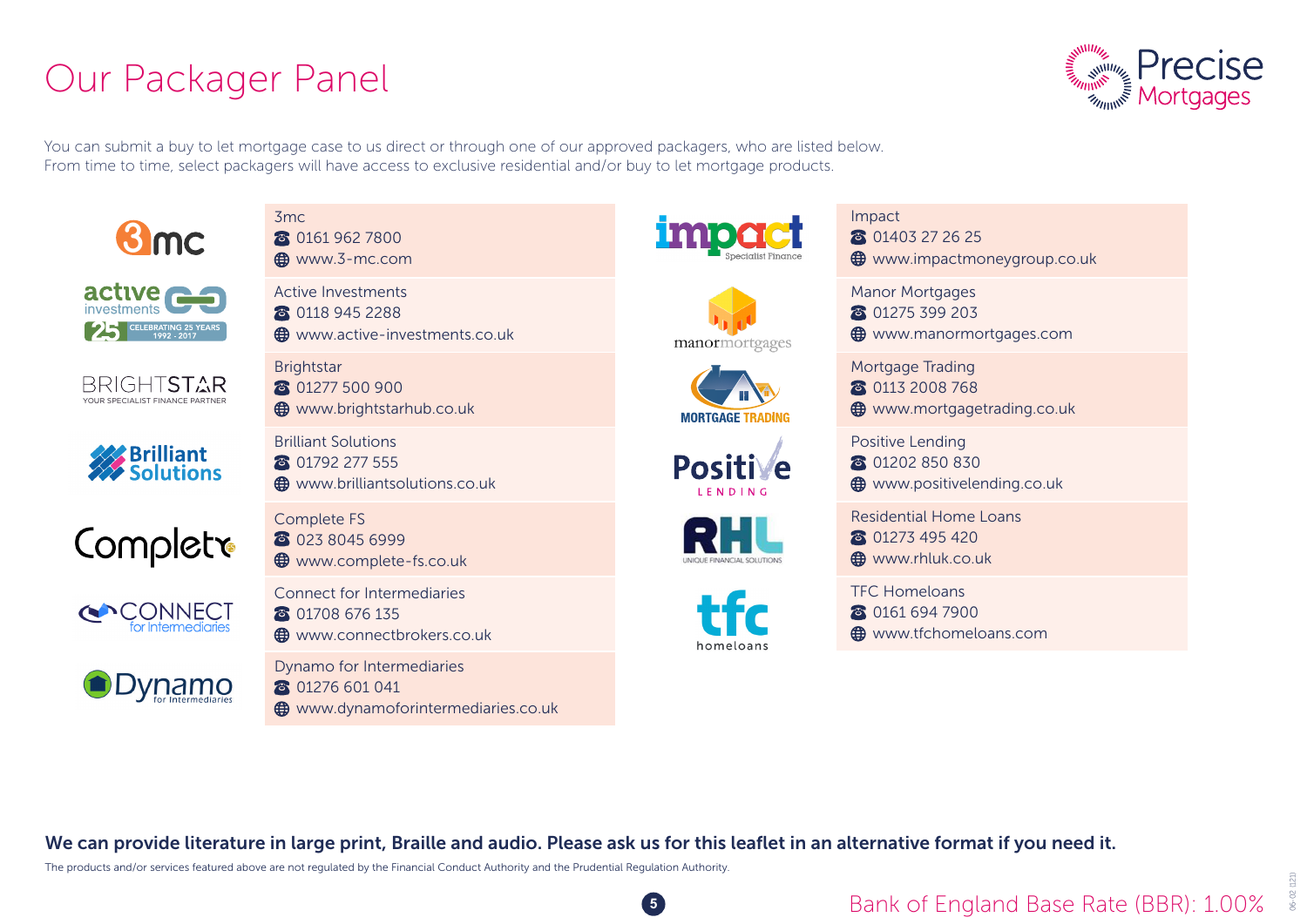# Our Packager Panel

You can submit a buy to let mortgage case to us direct or through one of our approved packagers, who are listed below.
From time to time, select packagers will have access to exclusive residential and/or buy to let mortgage products.

3mc
☎ 0161 962 7800
🌐 www.3-mc.com

Active Investments
☎ 0118 945 2288
🌐 www.active-investments.co.uk

Brightstar
☎ 01277 500 900
🌐 www.brightstarhub.co.uk

Brilliant Solutions
☎ 01792 277 555
🌐 www.brilliantsolutions.co.uk

Complete FS
☎ 023 8045 6999
🌐 www.complete-fs.co.uk

Connect for Intermediaries
☎ 01708 676 135
🌐 www.connectbrokers.co.uk

Dynamo for Intermediaries
☎ 01276 601 041
🌐 www.dynamoforintermediaries.co.uk

Impact
☎ 01403 27 26 25
🌐 www.impactmoneygroup.co.uk

Manor Mortgages
☎ 01275 399 203
🌐 www.manormortgages.com

Mortgage Trading
☎ 0113 2008 768
🌐 www.mortgagetrading.co.uk

Positive Lending
☎ 01202 850 830
🌐 www.positivelending.co.uk

Residential Home Loans
☎ 01273 495 420
🌐 www.rhluk.co.uk

TFC Homeloans
☎ 0161 694 7900
🌐 www.tfchomeloans.com

**We can provide literature in large print, Braille and audio. Please ask us for this leaflet in an alternative format if you need it.**

The products and/or services featured above are not regulated by the Financial Conduct Authority and the Prudential Regulation Authority.

Bank of England Base Rate (BBR): 1.00%